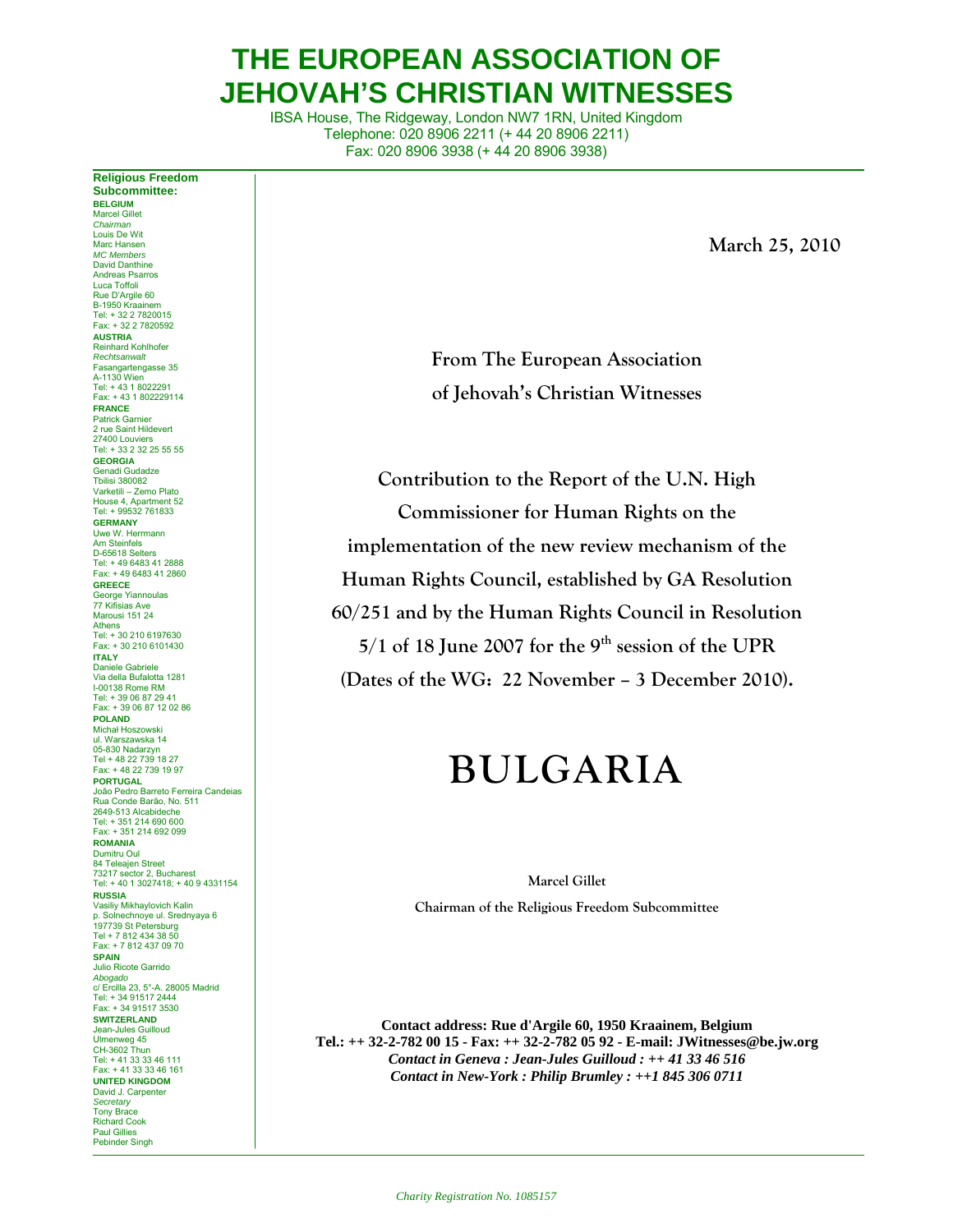# THE EUROPEAN ASSOCIATION OF JEHOVAH'S CHRISTIAN WITNESSES

IBSA House, The Ridgeway, London NW7 1RN, United Kingdom
Telephone: 020 8906 2211 (+ 44 20 8906 2211)
Fax: 020 8906 3938 (+ 44 20 8906 3938)

**Religious Freedom Subcommittee:**

**BELGIUM**
Marcel Gillet
*Chairman*
Louis De Wit
Marc Hansen
*MC Members*
David Danthine
Andreas Psarros
Luca Toffoli
Rue D'Argile 60
B-1950 Kraainem
Tel: + 32 2 7820015
Fax: + 32 2 7820592

**AUSTRIA**
Reinhard Kohlhofer
*Rechtsanwalt*
Fasangartengasse 35
A-1130 Wien
Tel: + 43 1 8022291
Fax: + 43 1 802229114

**FRANCE**
Patrick Garnier
2 rue Saint Hildevert
27400 Louviers
Tel: + 33 2 32 25 55 55

**GEORGIA**
Genadi Gudadze
Tbilisi 380082
Varketili – Zemo Plato
House 4, Apartment 52
Tel: + 99532 761833

**GERMANY**
Uwe W. Herrmann
Am Steinfels
D-65618 Selters
Tel: + 49 6483 41 2888
Fax: + 49 6483 41 2860

**GREECE**
George Yiannoulas
77 Kifisias Ave
Marousi 151 24
Athens
Tel: + 30 210 6197630
Fax: + 30 210 6101430

**ITALY**
Daniele Gabriele
Via della Bufalotta 1281
I-00138 Rome RM
Tel: + 39 06 87 29 41
Fax: + 39 06 87 12 02 86

**POLAND**
Michał Hoszowski
ul. Warszawska 14
05-830 Nadarzyn
Tel + 48 22 739 18 27
Fax: + 48 22 739 19 97

**PORTUGAL**
João Pedro Barreto Ferreira Candeias
Rua Conde Barão, No. 511
2649-513 Alcabideche
Tel: + 351 214 690 600
Fax: + 351 214 692 099

**ROMANIA**
Dumitru Oul
84 Teleajen Street
73217 sector 2, Bucharest
Tel: + 40 1 3027418; + 40 9 4331154

**RUSSIA**
Vasiliy Mikhaylovich Kalin
p. Solnechnoye ul. Srednyaya 6
197739 St Petersburg
Tel + 7 812 434 38 50
Fax: + 7 812 437 09 70

**SPAIN**
Julio Ricote Garrido
*Abogado*
c/ Ercilla 23, 5°-A. 28005 Madrid
Tel: + 34 91517 2444
Fax: + 34 91517 3530

**SWITZERLAND**
Jean-Jules Guilloud
Ulmenweg 45
CH-3602 Thun
Tel: + 41 33 33 46 111
Fax: + 41 33 33 46 161

**UNITED KINGDOM**
David J. Carpenter
*Secretary*
Tony Brace
Richard Cook
Paul Gillies
Pebinder Singh

**March 25, 2010**

**From The European Association of Jehovah's Christian Witnesses**

**Contribution to the Report of the U.N. High Commissioner for Human Rights on the implementation of the new review mechanism of the Human Rights Council, established by GA Resolution 60/251 and by the Human Rights Council in Resolution 5/1 of 18 June 2007 for the 9th session of the UPR (Dates of the WG: 22 November – 3 December 2010).**

# BULGARIA

**Marcel Gillet**

**Chairman of the Religious Freedom Subcommittee**

**Contact address: Rue d'Argile 60, 1950 Kraainem, Belgium**
**Tel.: ++ 32-2-782 00 15 - Fax: ++ 32-2-782 05 92 - E-mail: JWitnesses@be.jw.org**
***Contact in Geneva : Jean-Jules Guilloud : ++ 41 33 46 516***
***Contact in New-York : Philip Brumley : ++1 845 306 0711***

*Charity Registration No. 1085157*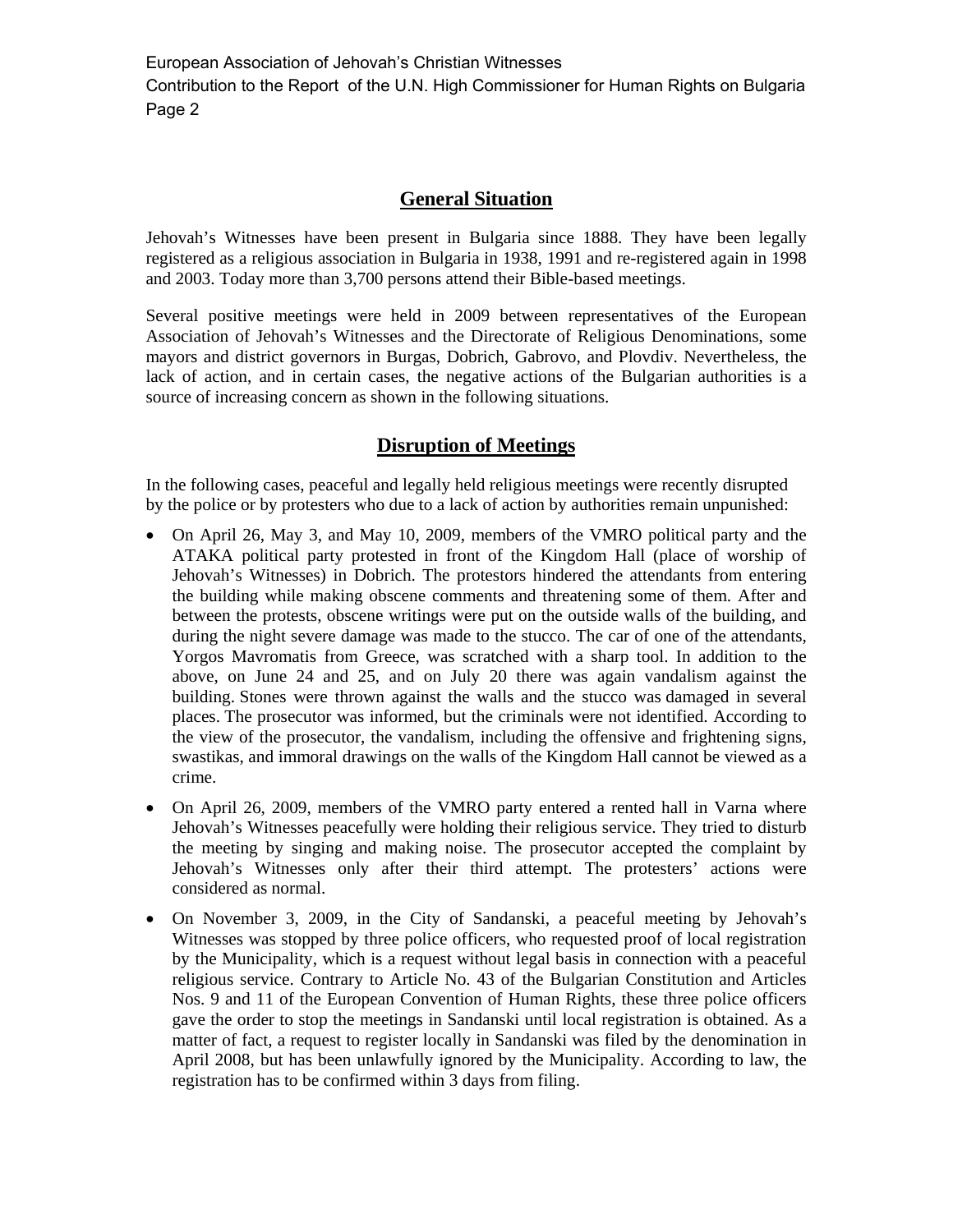## General Situation

Jehovah's Witnesses have been present in Bulgaria since 1888. They have been legally registered as a religious association in Bulgaria in 1938, 1991 and re-registered again in 1998 and 2003. Today more than 3,700 persons attend their Bible-based meetings.

Several positive meetings were held in 2009 between representatives of the European Association of Jehovah's Witnesses and the Directorate of Religious Denominations, some mayors and district governors in Burgas, Dobrich, Gabrovo, and Plovdiv. Nevertheless, the lack of action, and in certain cases, the negative actions of the Bulgarian authorities is a source of increasing concern as shown in the following situations.

## Disruption of Meetings

In the following cases, peaceful and legally held religious meetings were recently disrupted by the police or by protesters who due to a lack of action by authorities remain unpunished:

- On April 26, May 3, and May 10, 2009, members of the VMRO political party and the ATAKA political party protested in front of the Kingdom Hall (place of worship of Jehovah's Witnesses) in Dobrich. The protestors hindered the attendants from entering the building while making obscene comments and threatening some of them. After and between the protests, obscene writings were put on the outside walls of the building, and during the night severe damage was made to the stucco. The car of one of the attendants, Yorgos Mavromatis from Greece, was scratched with a sharp tool. In addition to the above, on June 24 and 25, and on July 20 there was again vandalism against the building. Stones were thrown against the walls and the stucco was damaged in several places. The prosecutor was informed, but the criminals were not identified. According to the view of the prosecutor, the vandalism, including the offensive and frightening signs, swastikas, and immoral drawings on the walls of the Kingdom Hall cannot be viewed as a crime.
- On April 26, 2009, members of the VMRO party entered a rented hall in Varna where Jehovah's Witnesses peacefully were holding their religious service. They tried to disturb the meeting by singing and making noise. The prosecutor accepted the complaint by Jehovah's Witnesses only after their third attempt. The protesters' actions were considered as normal.
- On November 3, 2009, in the City of Sandanski, a peaceful meeting by Jehovah's Witnesses was stopped by three police officers, who requested proof of local registration by the Municipality, which is a request without legal basis in connection with a peaceful religious service. Contrary to Article No. 43 of the Bulgarian Constitution and Articles Nos. 9 and 11 of the European Convention of Human Rights, these three police officers gave the order to stop the meetings in Sandanski until local registration is obtained. As a matter of fact, a request to register locally in Sandanski was filed by the denomination in April 2008, but has been unlawfully ignored by the Municipality. According to law, the registration has to be confirmed within 3 days from filing.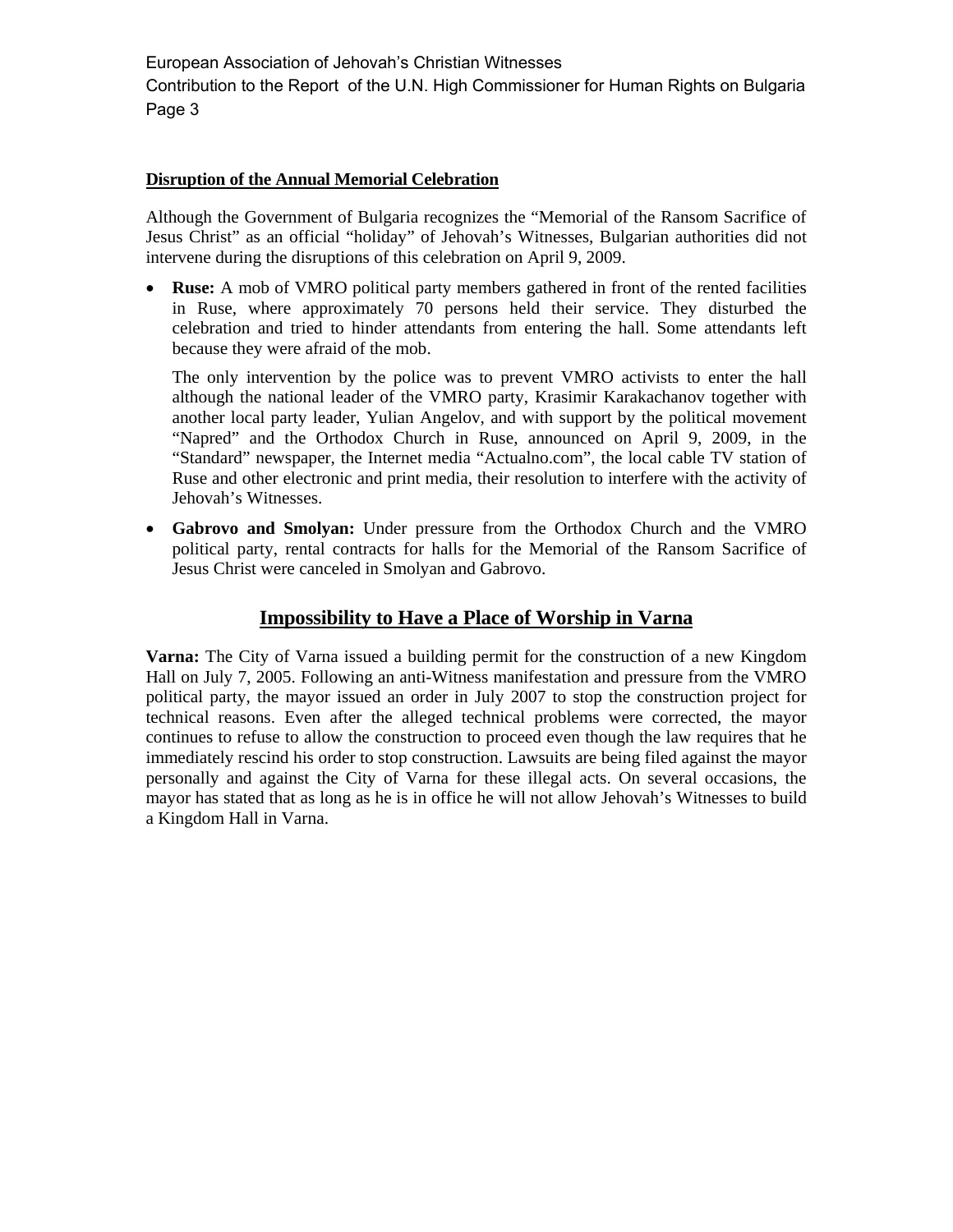**Disruption of the Annual Memorial Celebration**

Although the Government of Bulgaria recognizes the "Memorial of the Ransom Sacrifice of Jesus Christ" as an official "holiday" of Jehovah's Witnesses, Bulgarian authorities did not intervene during the disruptions of this celebration on April 9, 2009.

- **Ruse:** A mob of VMRO political party members gathered in front of the rented facilities in Ruse, where approximately 70 persons held their service. They disturbed the celebration and tried to hinder attendants from entering the hall. Some attendants left because they were afraid of the mob.

  The only intervention by the police was to prevent VMRO activists to enter the hall although the national leader of the VMRO party, Krasimir Karakachanov together with another local party leader, Yulian Angelov, and with support by the political movement "Napred" and the Orthodox Church in Ruse, announced on April 9, 2009, in the "Standard" newspaper, the Internet media "Actualno.com", the local cable TV station of Ruse and other electronic and print media, their resolution to interfere with the activity of Jehovah's Witnesses.

- **Gabrovo and Smolyan:** Under pressure from the Orthodox Church and the VMRO political party, rental contracts for halls for the Memorial of the Ransom Sacrifice of Jesus Christ were canceled in Smolyan and Gabrovo.

## Impossibility to Have a Place of Worship in Varna

**Varna:** The City of Varna issued a building permit for the construction of a new Kingdom Hall on July 7, 2005. Following an anti-Witness manifestation and pressure from the VMRO political party, the mayor issued an order in July 2007 to stop the construction project for technical reasons. Even after the alleged technical problems were corrected, the mayor continues to refuse to allow the construction to proceed even though the law requires that he immediately rescind his order to stop construction. Lawsuits are being filed against the mayor personally and against the City of Varna for these illegal acts. On several occasions, the mayor has stated that as long as he is in office he will not allow Jehovah's Witnesses to build a Kingdom Hall in Varna.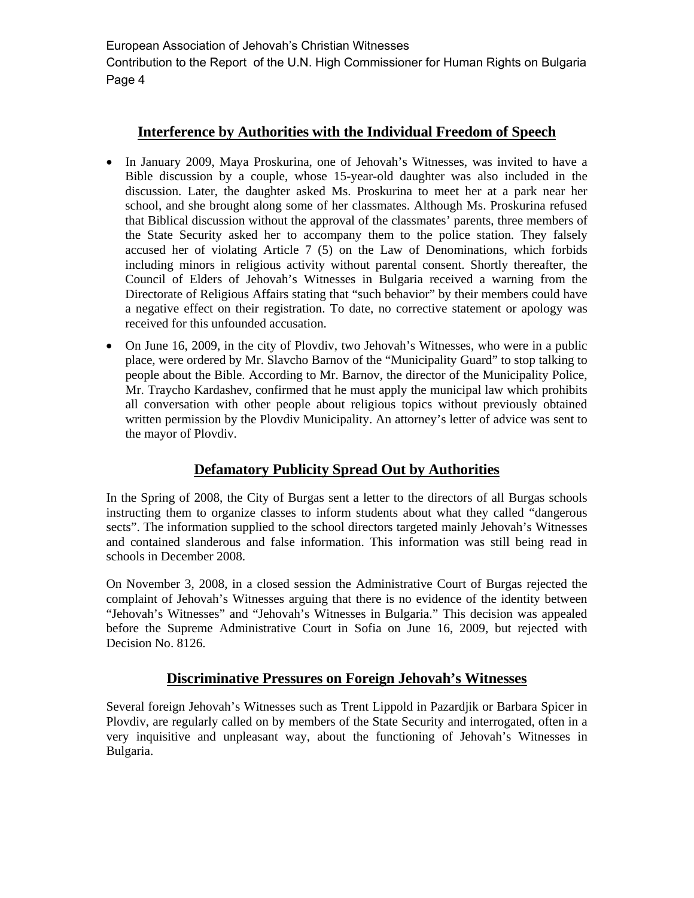## Interference by Authorities with the Individual Freedom of Speech

- In January 2009, Maya Proskurina, one of Jehovah's Witnesses, was invited to have a Bible discussion by a couple, whose 15-year-old daughter was also included in the discussion. Later, the daughter asked Ms. Proskurina to meet her at a park near her school, and she brought along some of her classmates. Although Ms. Proskurina refused that Biblical discussion without the approval of the classmates' parents, three members of the State Security asked her to accompany them to the police station. They falsely accused her of violating Article 7 (5) on the Law of Denominations, which forbids including minors in religious activity without parental consent. Shortly thereafter, the Council of Elders of Jehovah's Witnesses in Bulgaria received a warning from the Directorate of Religious Affairs stating that "such behavior" by their members could have a negative effect on their registration. To date, no corrective statement or apology was received for this unfounded accusation.
- On June 16, 2009, in the city of Plovdiv, two Jehovah's Witnesses, who were in a public place, were ordered by Mr. Slavcho Barnov of the "Municipality Guard" to stop talking to people about the Bible. According to Mr. Barnov, the director of the Municipality Police, Mr. Traycho Kardashev, confirmed that he must apply the municipal law which prohibits all conversation with other people about religious topics without previously obtained written permission by the Plovdiv Municipality. An attorney's letter of advice was sent to the mayor of Plovdiv.

## Defamatory Publicity Spread Out by Authorities

In the Spring of 2008, the City of Burgas sent a letter to the directors of all Burgas schools instructing them to organize classes to inform students about what they called "dangerous sects". The information supplied to the school directors targeted mainly Jehovah's Witnesses and contained slanderous and false information. This information was still being read in schools in December 2008.

On November 3, 2008, in a closed session the Administrative Court of Burgas rejected the complaint of Jehovah's Witnesses arguing that there is no evidence of the identity between "Jehovah's Witnesses" and "Jehovah's Witnesses in Bulgaria." This decision was appealed before the Supreme Administrative Court in Sofia on June 16, 2009, but rejected with Decision No. 8126.

## Discriminative Pressures on Foreign Jehovah's Witnesses

Several foreign Jehovah's Witnesses such as Trent Lippold in Pazardjik or Barbara Spicer in Plovdiv, are regularly called on by members of the State Security and interrogated, often in a very inquisitive and unpleasant way, about the functioning of Jehovah's Witnesses in Bulgaria.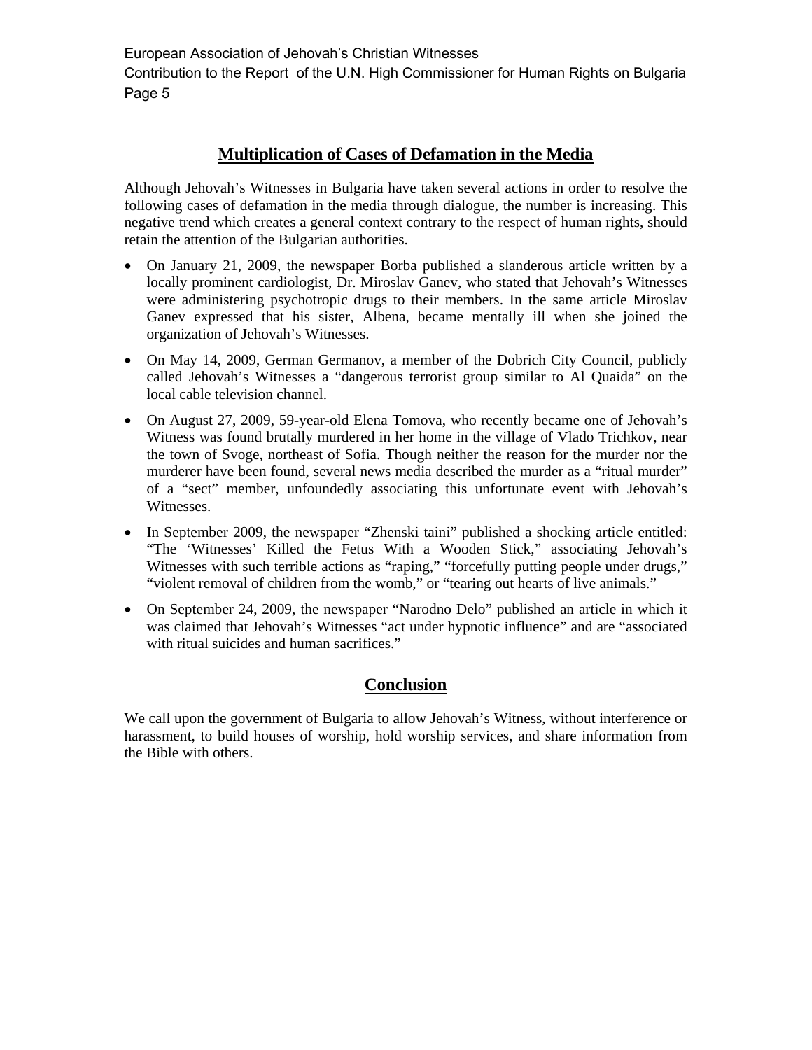## Multiplication of Cases of Defamation in the Media

Although Jehovah's Witnesses in Bulgaria have taken several actions in order to resolve the following cases of defamation in the media through dialogue, the number is increasing. This negative trend which creates a general context contrary to the respect of human rights, should retain the attention of the Bulgarian authorities.

- On January 21, 2009, the newspaper Borba published a slanderous article written by a locally prominent cardiologist, Dr. Miroslav Ganev, who stated that Jehovah's Witnesses were administering psychotropic drugs to their members. In the same article Miroslav Ganev expressed that his sister, Albena, became mentally ill when she joined the organization of Jehovah's Witnesses.
- On May 14, 2009, German Germanov, a member of the Dobrich City Council, publicly called Jehovah's Witnesses a "dangerous terrorist group similar to Al Quaida" on the local cable television channel.
- On August 27, 2009, 59-year-old Elena Tomova, who recently became one of Jehovah's Witness was found brutally murdered in her home in the village of Vlado Trichkov, near the town of Svoge, northeast of Sofia. Though neither the reason for the murder nor the murderer have been found, several news media described the murder as a "ritual murder" of a "sect" member, unfoundedly associating this unfortunate event with Jehovah's Witnesses.
- In September 2009, the newspaper "Zhenski taini" published a shocking article entitled: "The 'Witnesses' Killed the Fetus With a Wooden Stick," associating Jehovah's Witnesses with such terrible actions as "raping," "forcefully putting people under drugs," "violent removal of children from the womb," or "tearing out hearts of live animals."
- On September 24, 2009, the newspaper "Narodno Delo" published an article in which it was claimed that Jehovah's Witnesses "act under hypnotic influence" and are "associated with ritual suicides and human sacrifices."

## Conclusion

We call upon the government of Bulgaria to allow Jehovah's Witness, without interference or harassment, to build houses of worship, hold worship services, and share information from the Bible with others.